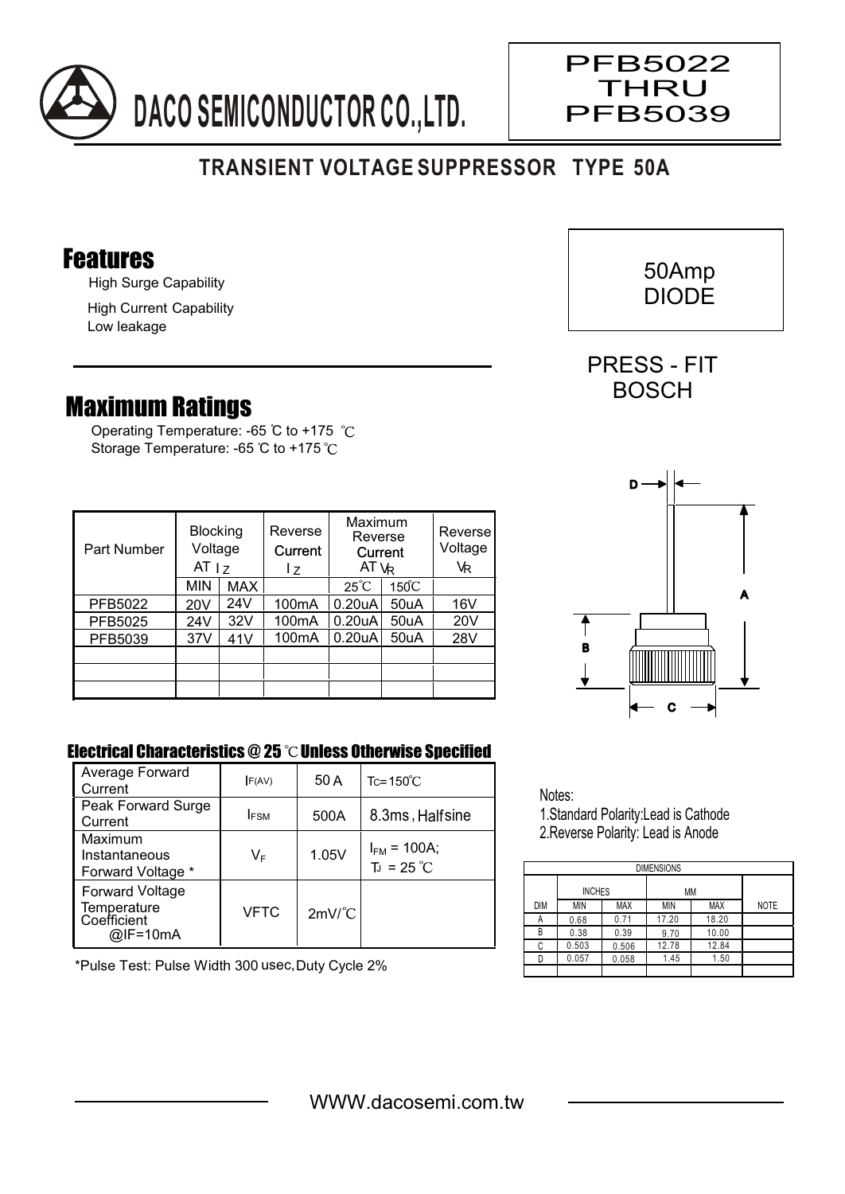# DACO SEMICONDUCTOR CO.,LTD.

**PFB5022 THRU PFB5039**

## TRANSIENT VOLTAGE SUPPRESSOR TYPE 50A

## Features

- High Surge Capability
- High Current Capability
- Low leakage

50Amp DIODE

PRESS - FIT BOSCH

## Maximum Ratings

Operating Temperature: -65 ℃ to +175 ℃
Storage Temperature: -65 ℃ to +175 ℃

| Part Number | Blocking Voltage AT $I_Z$ | | Reverse Current $I_Z$ | Maximum Reverse Current AT $V_R$ | | Reverse Voltage $V_R$ |
|---|---|---|---|---|---|---|
| | MIN | MAX | | 25℃ | 150℃ | |
| PFB5022 | 20V | 24V | 100mA | 0.20uA | 50uA | 16V |
| PFB5025 | 24V | 32V | 100mA | 0.20uA | 50uA | 20V |
| PFB5039 | 37V | 41V | 100mA | 0.20uA | 50uA | 28V |
| | | | | | | |
| | | | | | | |
| | | | | | | |

### Electrical Characteristics @ 25 ℃ Unless Otherwise Specified

| | | | |
|---|---|---|---|
| Average Forward Current | $I_{F(AV)}$ | 50 A | $T_C$=150℃ |
| Peak Forward Surge Current | $I_{FSM}$ | 500A | 8.3ms , Halfsine |
| Maximum Instantaneous Forward Voltage * | $V_F$ | 1.05V | $I_{FM}$ = 100A; $T_J$ = 25 ℃ |
| Forward Voltage Temperature Coefficient @IF=10mA | VFTC | 2mV/℃ | |

*Pulse Test: Pulse Width 300 usec, Duty Cycle 2%

Notes:
1. Standard Polarity:Lead is Cathode
2. Reverse Polarity: Lead is Anode

| DIMENSIONS | | | | | |
|---|---|---|---|---|---|
| | INCHES | | MM | | |
| DIM | MIN | MAX | MIN | MAX | NOTE |
| A | 0.68 | 0.71 | 17.20 | 18.20 | |
| B | 0.38 | 0.39 | 9.70 | 10.00 | |
| C | 0.503 | 0.506 | 12.78 | 12.84 | |
| D | 0.057 | 0.058 | 1.45 | 1.50 | |
| | | | | | |

WWW.dacosemi.com.tw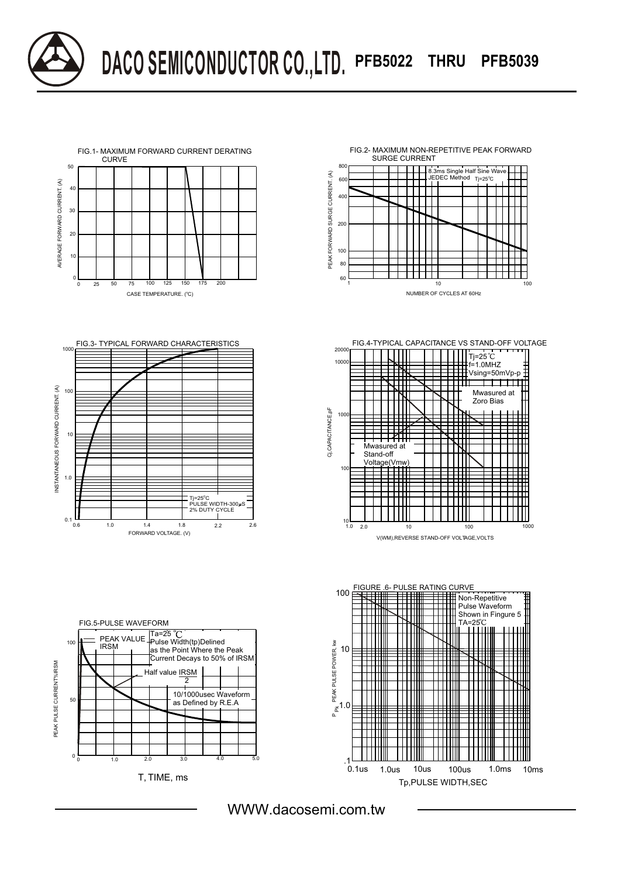FIG.1- MAXIMUM FORWARD CURRENT DERATING CURVE

AVERAGE FORWARD CURRENT. (A)

50
40
30
20
10
0

0 25 50 75 100 125 150 175 200

CASE TEMPERATURE. (°C)

FIG.2- MAXIMUM NON-REPETITIVE PEAK FORWARD SURGE CURRENT

PEAK FORWARD SURGE CURRENT. (A)

8.3ms Single Half Sine Wave
JEDEC Method Tj=25°C

800
600
400
200
100
80
60

1 10 100

NUMBER OF CYCLES AT 60Hz

FIG.3- TYPICAL FORWARD CHARACTERISTICS

INSTANTANEOUS FORWARD CURRENT. (A)

1000
100
10
1.0
0.1

Tj=25°C
PULSE WIDTH-300μS
2% DUTY CYCLE

0.6 1.0 1.4 1.8 2.2 2.6

FORWARD VOLTAGE. (V)

FIG.4-TYPICAL CAPACITANCE VS STAND-OFF VOLTAGE

$C_j$,CAPACITANCE,pF

20000
10000
1000
100
10

Tj=25°C
f=1.0MHZ
Vsing=50mVp-p

Mwasured at
Zoro Bias

Mwasured at
Stand-off
Voltage(Vmw)

1.0 2.0 10 100 1000

V(WM),REVERSE STAND-OFF VOLTAGE,VOLTS

FIG.5-PULSE WAVEFORM

PEAK PULSE CURRENT%IRSM

100
50
0

PEAK VALUE
IRSM

Ta=25°C
Pulse Width(tp)Delined
as the Point Where the Peak
Current Decays to 50% of IRSM

Half value $\frac{IRSM}{2}$

10/1000usec Waveform
as Defined by R.E.A

0 1.0 2.0 3.0 4.0 5.0

T, TIME, ms

FIGURE .6- PULSE RATING CURVE

$P_{Pk}$ PEAK PULSE POWER, kw

100
10
1.0
.1

Non-Repetitive
Pulse Waveform
Shown in Fingure 5
TA=25°C

0.1us 1.0us 10us 100us 1.0ms 10ms

Tp,PULSE WIDTH,SEC

WWW.dacosemi.com.tw